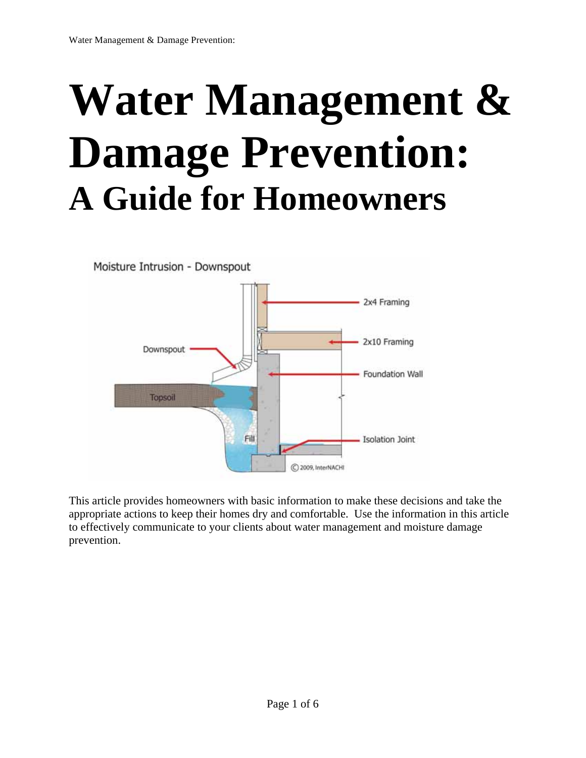# Water Management & Damage Prevention:

## A Guide for Homeowners

This article provides homeowners with basic information to make these decisions and take the appropriate actions to keep their homes dry and comfortable. Use the information in this article to effectively communicate to your clients about water management and moisture damage prevention.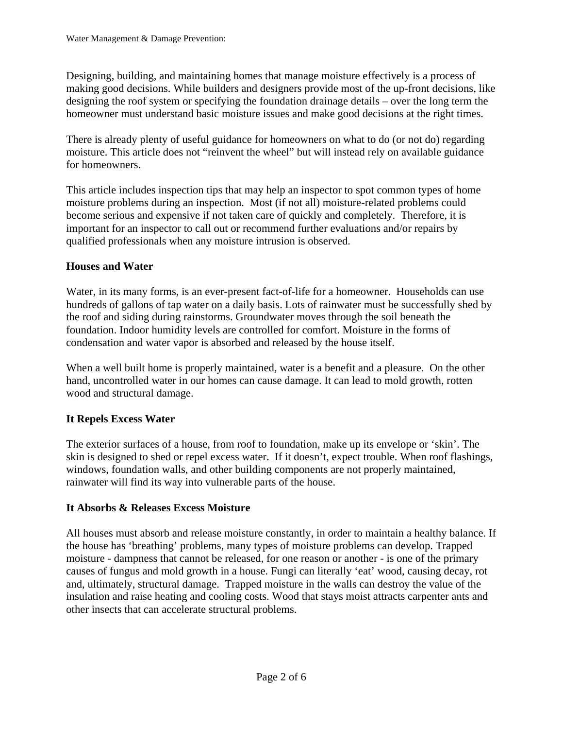Designing, building, and maintaining homes that manage moisture effectively is a process of making good decisions. While builders and designers provide most of the up-front decisions, like designing the roof system or specifying the foundation drainage details – over the long term the homeowner must understand basic moisture issues and make good decisions at the right times.

There is already plenty of useful guidance for homeowners on what to do (or not do) regarding moisture. This article does not "reinvent the wheel" but will instead rely on available guidance for homeowners.

This article includes inspection tips that may help an inspector to spot common types of home moisture problems during an inspection. Most (if not all) moisture-related problems could become serious and expensive if not taken care of quickly and completely. Therefore, it is important for an inspector to call out or recommend further evaluations and/or repairs by qualified professionals when any moisture intrusion is observed.

**Houses and Water**

Water, in its many forms, is an ever-present fact-of-life for a homeowner. Households can use hundreds of gallons of tap water on a daily basis. Lots of rainwater must be successfully shed by the roof and siding during rainstorms. Groundwater moves through the soil beneath the foundation. Indoor humidity levels are controlled for comfort. Moisture in the forms of condensation and water vapor is absorbed and released by the house itself.

When a well built home is properly maintained, water is a benefit and a pleasure. On the other hand, uncontrolled water in our homes can cause damage. It can lead to mold growth, rotten wood and structural damage.

**It Repels Excess Water**

The exterior surfaces of a house, from roof to foundation, make up its envelope or 'skin'. The skin is designed to shed or repel excess water. If it doesn't, expect trouble. When roof flashings, windows, foundation walls, and other building components are not properly maintained, rainwater will find its way into vulnerable parts of the house.

**It Absorbs & Releases Excess Moisture**

All houses must absorb and release moisture constantly, in order to maintain a healthy balance. If the house has 'breathing' problems, many types of moisture problems can develop. Trapped moisture - dampness that cannot be released, for one reason or another - is one of the primary causes of fungus and mold growth in a house. Fungi can literally 'eat' wood, causing decay, rot and, ultimately, structural damage. Trapped moisture in the walls can destroy the value of the insulation and raise heating and cooling costs. Wood that stays moist attracts carpenter ants and other insects that can accelerate structural problems.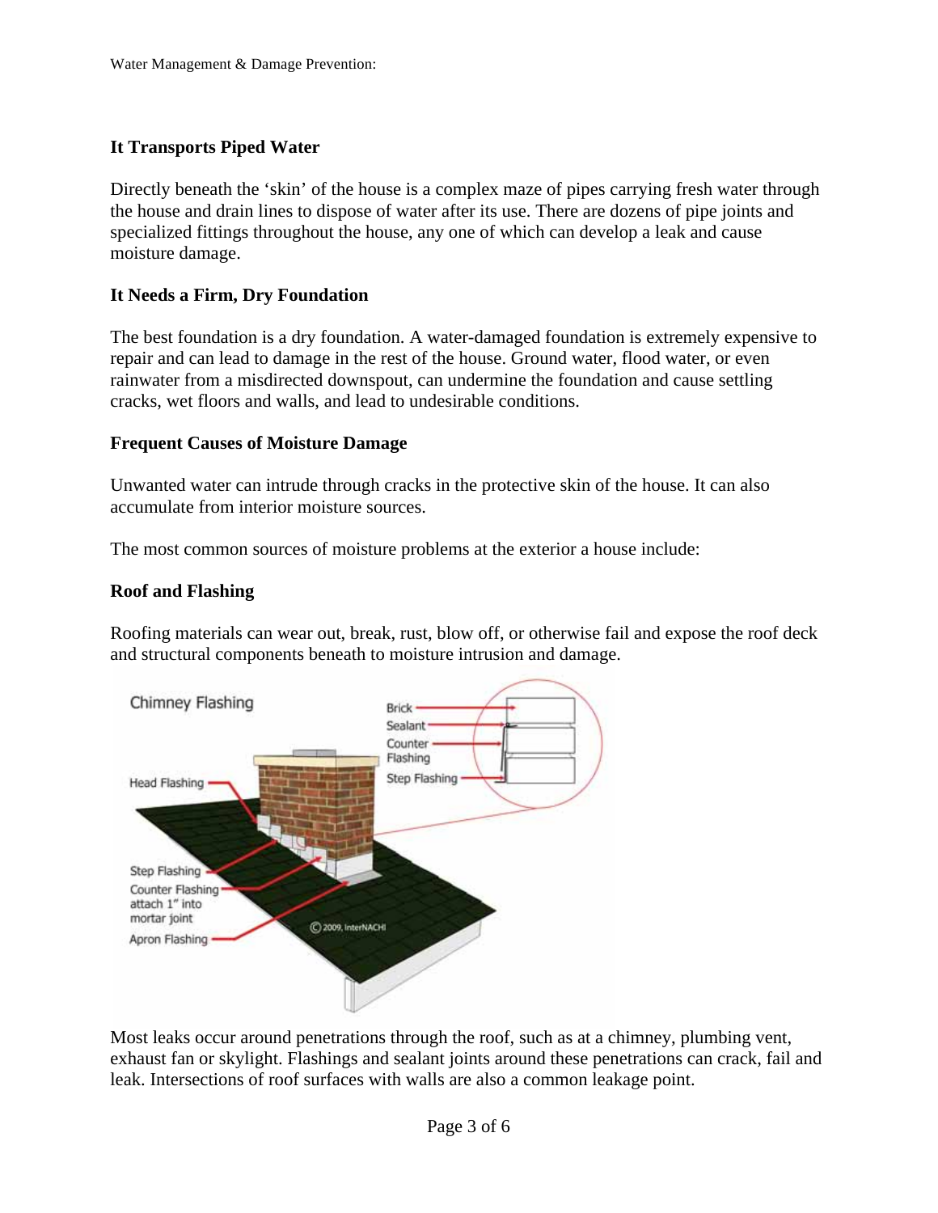### It Transports Piped Water

Directly beneath the 'skin' of the house is a complex maze of pipes carrying fresh water through the house and drain lines to dispose of water after its use. There are dozens of pipe joints and specialized fittings throughout the house, any one of which can develop a leak and cause moisture damage.

### It Needs a Firm, Dry Foundation

The best foundation is a dry foundation. A water-damaged foundation is extremely expensive to repair and can lead to damage in the rest of the house. Ground water, flood water, or even rainwater from a misdirected downspout, can undermine the foundation and cause settling cracks, wet floors and walls, and lead to undesirable conditions.

### Frequent Causes of Moisture Damage

Unwanted water can intrude through cracks in the protective skin of the house. It can also accumulate from interior moisture sources.

The most common sources of moisture problems at the exterior a house include:

### Roof and Flashing

Roofing materials can wear out, break, rust, blow off, or otherwise fail and expose the roof deck and structural components beneath to moisture intrusion and damage.

Most leaks occur around penetrations through the roof, such as at a chimney, plumbing vent, exhaust fan or skylight. Flashings and sealant joints around these penetrations can crack, fail and leak. Intersections of roof surfaces with walls are also a common leakage point.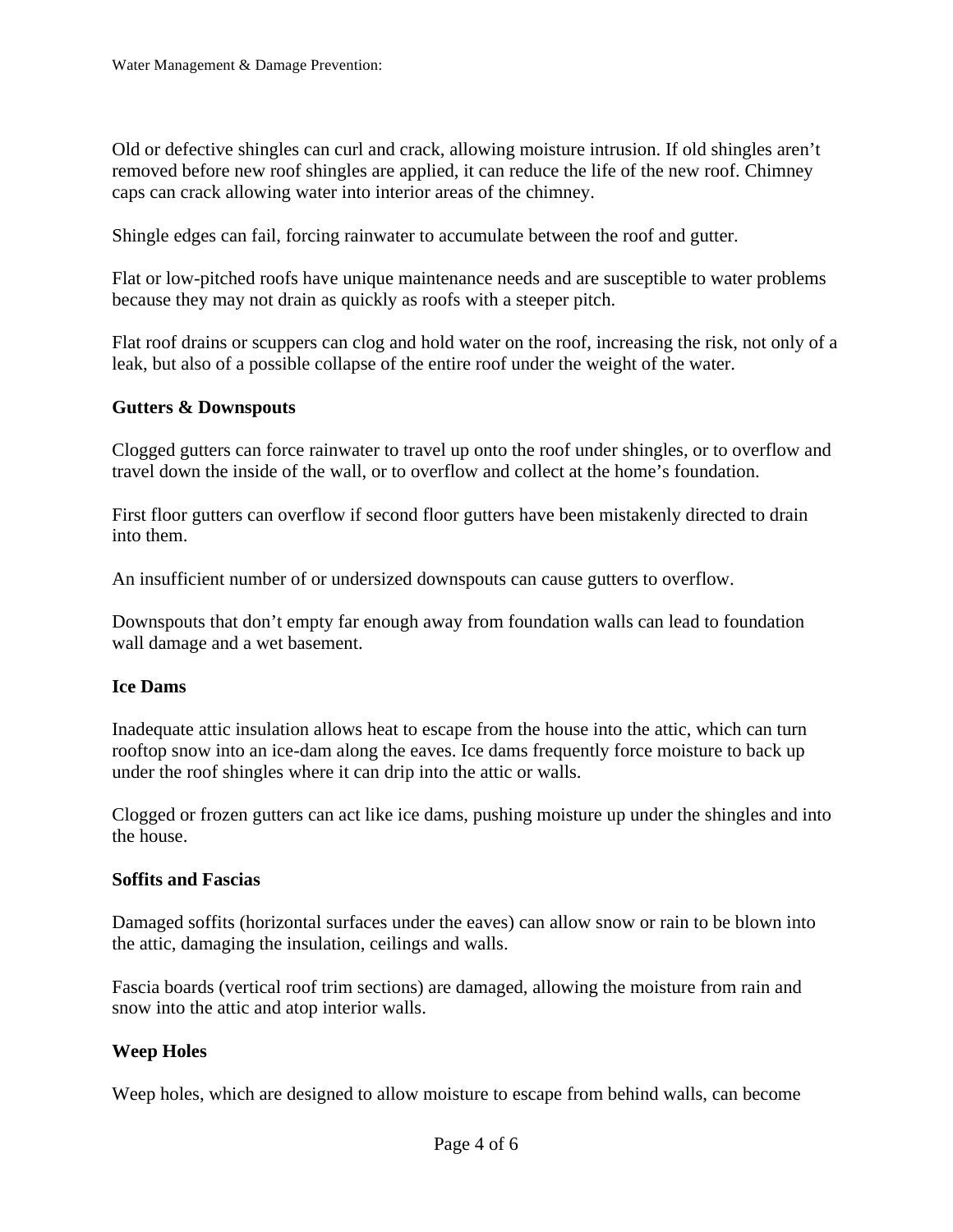Old or defective shingles can curl and crack, allowing moisture intrusion. If old shingles aren't removed before new roof shingles are applied, it can reduce the life of the new roof. Chimney caps can crack allowing water into interior areas of the chimney.

Shingle edges can fail, forcing rainwater to accumulate between the roof and gutter.

Flat or low-pitched roofs have unique maintenance needs and are susceptible to water problems because they may not drain as quickly as roofs with a steeper pitch.

Flat roof drains or scuppers can clog and hold water on the roof, increasing the risk, not only of a leak, but also of a possible collapse of the entire roof under the weight of the water.

**Gutters & Downspouts**

Clogged gutters can force rainwater to travel up onto the roof under shingles, or to overflow and travel down the inside of the wall, or to overflow and collect at the home's foundation.

First floor gutters can overflow if second floor gutters have been mistakenly directed to drain into them.

An insufficient number of or undersized downspouts can cause gutters to overflow.

Downspouts that don't empty far enough away from foundation walls can lead to foundation wall damage and a wet basement.

**Ice Dams**

Inadequate attic insulation allows heat to escape from the house into the attic, which can turn rooftop snow into an ice-dam along the eaves. Ice dams frequently force moisture to back up under the roof shingles where it can drip into the attic or walls.

Clogged or frozen gutters can act like ice dams, pushing moisture up under the shingles and into the house.

**Soffits and Fascias**

Damaged soffits (horizontal surfaces under the eaves) can allow snow or rain to be blown into the attic, damaging the insulation, ceilings and walls.

Fascia boards (vertical roof trim sections) are damaged, allowing the moisture from rain and snow into the attic and atop interior walls.

**Weep Holes**

Weep holes, which are designed to allow moisture to escape from behind walls, can become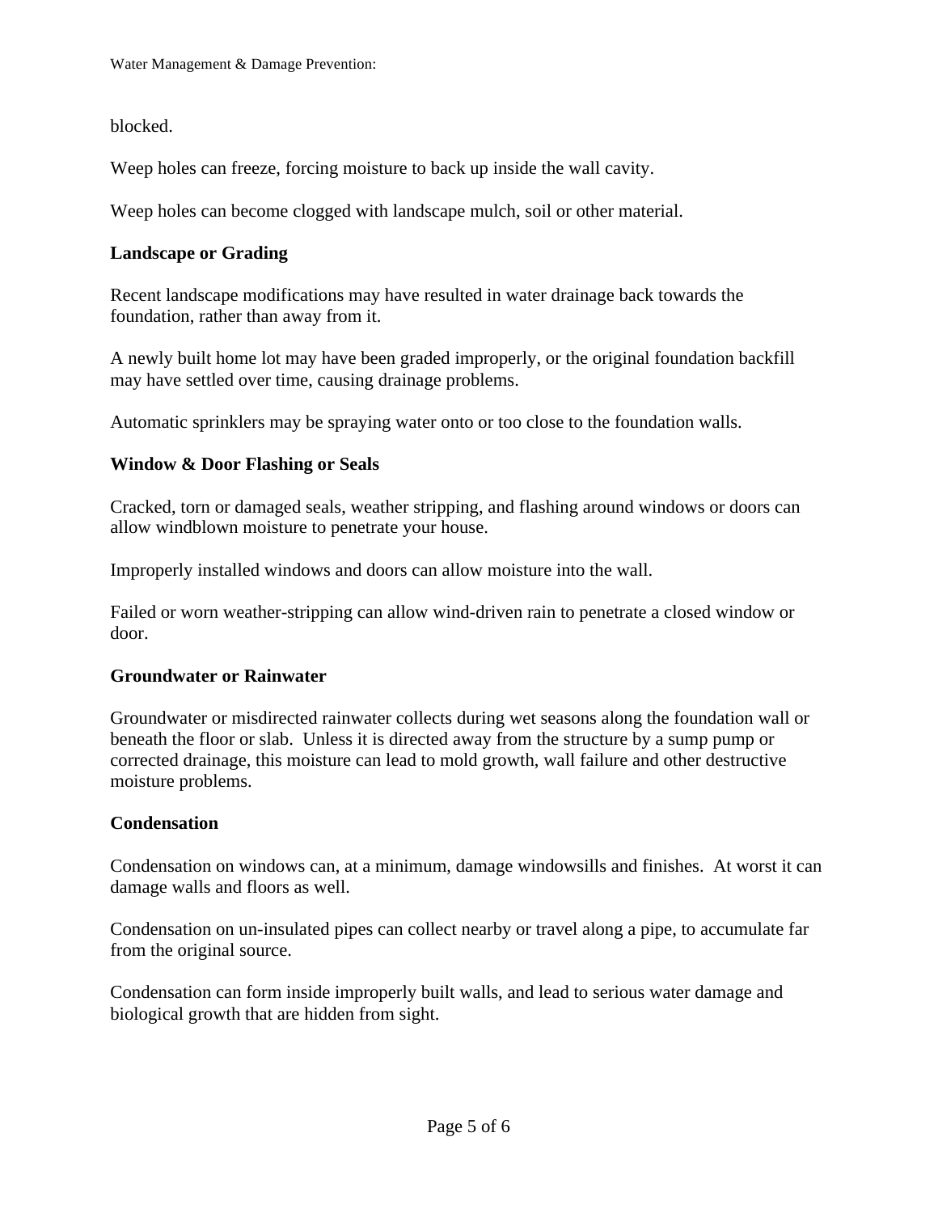blocked.

Weep holes can freeze, forcing moisture to back up inside the wall cavity.

Weep holes can become clogged with landscape mulch, soil or other material.

**Landscape or Grading**

Recent landscape modifications may have resulted in water drainage back towards the foundation, rather than away from it.

A newly built home lot may have been graded improperly, or the original foundation backfill may have settled over time, causing drainage problems.

Automatic sprinklers may be spraying water onto or too close to the foundation walls.

**Window & Door Flashing or Seals**

Cracked, torn or damaged seals, weather stripping, and flashing around windows or doors can allow windblown moisture to penetrate your house.

Improperly installed windows and doors can allow moisture into the wall.

Failed or worn weather-stripping can allow wind-driven rain to penetrate a closed window or door.

**Groundwater or Rainwater**

Groundwater or misdirected rainwater collects during wet seasons along the foundation wall or beneath the floor or slab. Unless it is directed away from the structure by a sump pump or corrected drainage, this moisture can lead to mold growth, wall failure and other destructive moisture problems.

**Condensation**

Condensation on windows can, at a minimum, damage windowsills and finishes. At worst it can damage walls and floors as well.

Condensation on un-insulated pipes can collect nearby or travel along a pipe, to accumulate far from the original source.

Condensation can form inside improperly built walls, and lead to serious water damage and biological growth that are hidden from sight.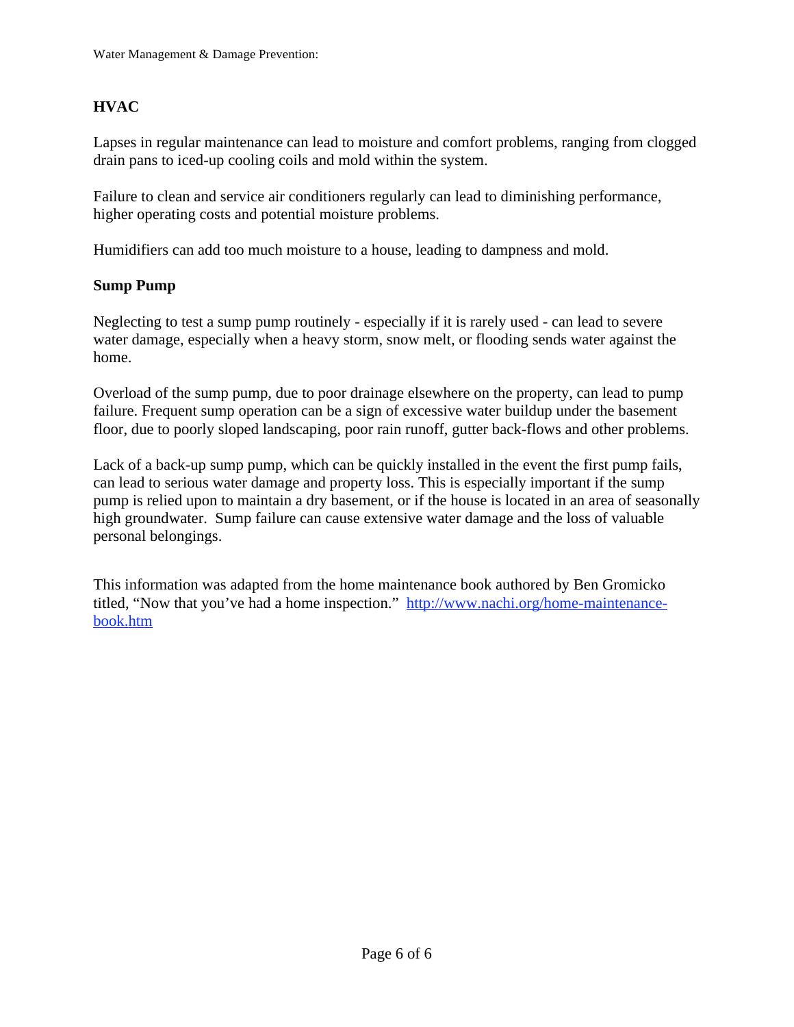## HVAC

Lapses in regular maintenance can lead to moisture and comfort problems, ranging from clogged drain pans to iced-up cooling coils and mold within the system.

Failure to clean and service air conditioners regularly can lead to diminishing performance, higher operating costs and potential moisture problems.

Humidifiers can add too much moisture to a house, leading to dampness and mold.

## Sump Pump

Neglecting to test a sump pump routinely - especially if it is rarely used - can lead to severe water damage, especially when a heavy storm, snow melt, or flooding sends water against the home.

Overload of the sump pump, due to poor drainage elsewhere on the property, can lead to pump failure. Frequent sump operation can be a sign of excessive water buildup under the basement floor, due to poorly sloped landscaping, poor rain runoff, gutter back-flows and other problems.

Lack of a back-up sump pump, which can be quickly installed in the event the first pump fails, can lead to serious water damage and property loss. This is especially important if the sump pump is relied upon to maintain a dry basement, or if the house is located in an area of seasonally high groundwater. Sump failure can cause extensive water damage and the loss of valuable personal belongings.

This information was adapted from the home maintenance book authored by Ben Gromicko titled, "Now that you've had a home inspection." http://www.nachi.org/home-maintenance-book.htm